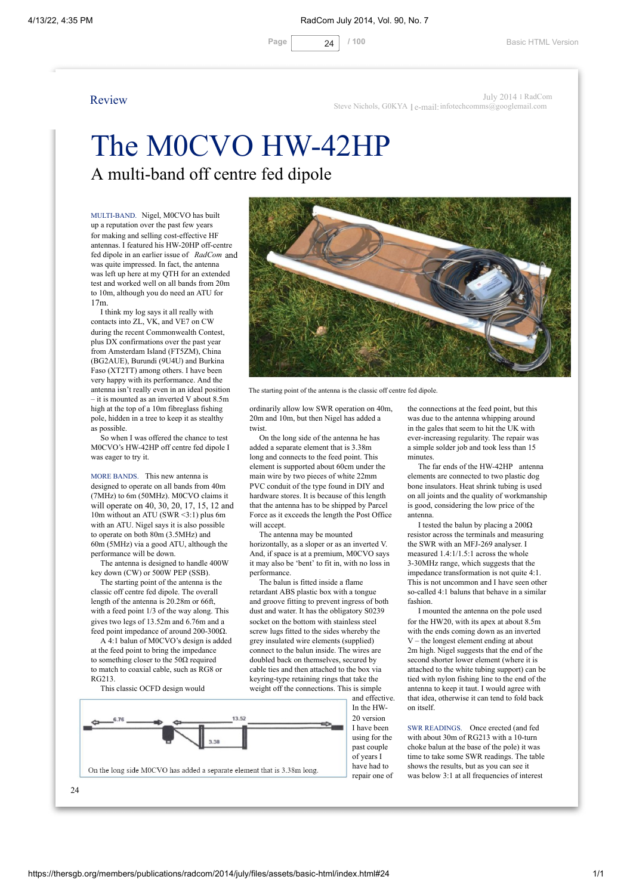Review

Steve Nichols, G0KYA | e-mail: infotechcomms@googlemail.com

# The M0CVO HW-42HP

## A multi-band off centre fed dipole

MULTI-BAND. Nigel, M0CVO has built up a reputation over the past few years for making and selling cost-effective HF antennas. I featured his HW-20HP off-centre fed dipole in an earlier issue of *RadCom* and was quite impressed. In fact, the antenna was left up here at my QTH for an extended test and worked well on all bands from 20m to 10m, although you do need an ATU for 17m.

I think my log says it all really with contacts into ZL, VK, and VE7 on CW during the recent Commonwealth Contest, plus DX confirmations over the past year from Amsterdam Island (FT5ZM), China (BG2AUE), Burundi (9U4U) and Burkina Faso (XT2TT) among others. I have been very happy with its performance. And the antenna isn't really even in an ideal position – it is mounted as an inverted V about 8.5m high at the top of a 10m fibreglass fishing pole, hidden in a tree to keep it as stealthy as possible.

So when I was offered the chance to test M0CVO's HW-42HP off centre fed dipole I was eager to try it.

MORE BANDS. This new antenna is designed to operate on all bands from 40m (7MHz) to 6m (50MHz). M0CVO claims it will operate on 40, 30, 20, 17, 15, 12 and 10m without an ATU (SWR <3:1) plus 6m with an ATU. Nigel says it is also possible to operate on both 80m (3.5MHz) and 60m (5MHz) via a good ATU, although the performance will be down.

The antenna is designed to handle 400W key down (CW) or 500W PEP (SSB).

The starting point of the antenna is the classic off centre fed dipole. The overall length of the antenna is 20.28m or 66ft, with a feed point 1/3 of the way along. This gives two legs of 13.52m and 6.76m and a feed point impedance of around 200-300Ω.

A 4:1 balun of M0CVO's design is added at the feed point to bring the impedance to something closer to the 50Ω required to match to coaxial cable, such as RG8 or RG213.

This classic OCFD design would ordinarily allow low SWR operation on 40m, 20m and 10m, but then Nigel has added a twist.

On the long side of the antenna he has added a separate element that is 3.38m long and connects to the feed point. This element is supported about 60cm under the main wire by two pieces of white 22mm PVC conduit of the type found in DIY and hardware stores. It is because of this length that the antenna has to be shipped by Parcel Force as it exceeds the length the Post Office will accept.

The antenna may be mounted horizontally, as a sloper or as an inverted V. And, if space is at a premium, M0CVO says it may also be 'bent' to fit in, with no loss in performance.

The balun is fitted inside a flame retardant ABS plastic box with a tongue and groove fitting to prevent ingress of both dust and water. It has the obligatory S0239 socket on the bottom with stainless steel screw lugs fitted to the sides whereby the grey insulated wire elements (supplied) connect to the balun inside. The wires are doubled back on themselves, secured by cable ties and then attached to the box via keyring-type retaining rings that take the weight off the connections. This is simple and effective. In the HW-20 version I have been using for the past couple of years I have had to repair one of the connections at the feed point, but this was due to the antenna whipping around in the gales that seem to hit the UK with ever-increasing regularity. The repair was a simple solder job and took less than 15 minutes.

The far ends of the HW-42HP antenna elements are connected to two plastic dog bone insulators. Heat shrink tubing is used on all joints and the quality of workmanship is good, considering the low price of the antenna.

I tested the balun by placing a 200Ω resistor across the terminals and measuring the SWR with an MFJ-269 analyser. I measured 1.4:1/1.5:1 across the whole 3-30MHz range, which suggests that the impedance transformation is not quite 4:1. This is not uncommon and I have seen other so-called 4:1 baluns that behave in a similar fashion.

I mounted the antenna on the pole used for the HW20, with its apex at about 8.5m with the ends coming down as an inverted V – the longest element ending at about 2m high. Nigel suggests that the end of the second shorter lower element (where it is attached to the white tubing support) can be tied with nylon fishing line to the end of the antenna to keep it taut. I would agree with that idea, otherwise it can tend to fold back on itself.

SWR READINGS. Once erected (and fed with about 30m of RG213 with a 10-turn choke balun at the base of the pole) it was time to take some SWR readings. The table shows the results, but as you can see it was below 3:1 at all frequencies of interest

The starting point of the antenna is the classic off centre fed dipole.

6.76 — 13.52 — 3.38

On the long side M0CVO has added a separate element that is 3.38m long.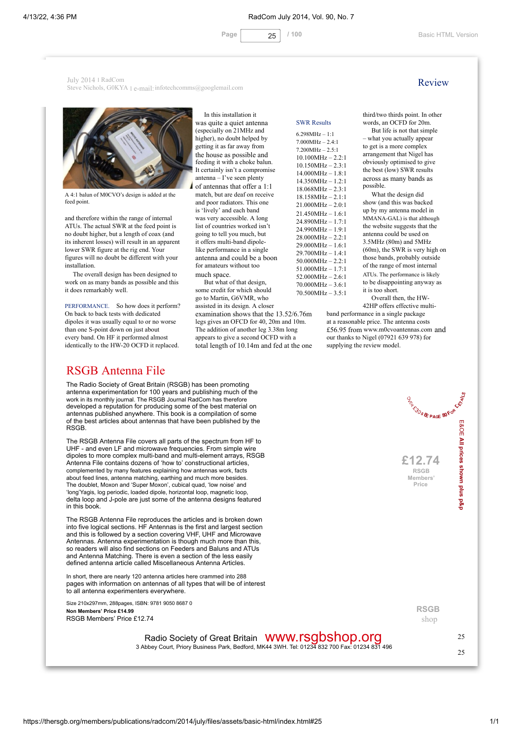Review

A 4:1 balun of M0CVO's design is added at the feed point.

and therefore within the range of internal ATUs. The actual SWR at the feed point is no doubt higher, but a length of coax (and its inherent losses) will result in an apparent lower SWR figure at the rig end. Your figures will no doubt be different with your installation.

The overall design has been designed to work on as many bands as possible and this it does remarkably well.

PERFORMANCE. So how does it perform? On back to back tests with dedicated dipoles it was usually equal to or no worse than one S-point down on just about every band. On HF it performed almost identically to the HW-20 OCFD it replaced.

In this installation it was quite a quiet antenna (especially on 21MHz and higher), no doubt helped by getting it as far away from the house as possible and feeding it with a choke balun. It certainly isn't a compromise antenna – I've seen plenty of antennas that offer a 1:1 match, but are deaf on receive and poor radiators. This one is 'lively' and each band was very accessible. A long list of countries worked isn't going to tell you much, but it offers multi-band dipole-like performance in a single antenna and could be a boon for amateurs without too much space.

But what of that design, some credit for which should go to Martin, G6VMR, who assisted in its design. A closer examination shows that the 13.52/6.76m legs gives an OCFD for 40, 20m and 10m. The addition of another leg 3.38m long appears to give a second OCFD with a total length of 10.14m and fed at the one third/two thirds point. In other words, an OCFD for 20m.

### SWR Results

6.298MHz – 1:1
7.000MHz – 2.4:1
7.200MHz – 2.5:1
10.100MHz – 2.2:1
10.150MHz – 2.3:1
14.000MHz – 1.8:1
14.350MHz – 1.2:1
18.068MHz – 2.3:1
18.158MHz – 2.1:1
21.000MHz – 2.0:1
21.450MHz – 1.6:1
24.890MHz – 1.7:1
24.990MHz – 1.9:1
28.000MHz – 2.2:1
29.000MHz – 1.6:1
29.700MHz – 1.4:1
50.000MHz – 2.2:1
51.000MHz – 1.7:1
52.000MHz – 2.6:1
70.000MHz – 3.6:1
70.500MHz – 3.5:1

But life is not that simple – what you actually appear to get is a more complex arrangement that Nigel has obviously optimised to give the best (low) SWR results across as many bands as possible.

What the design did show (and this was backed up by my antenna model in MMANA-GAL) is that although the website suggests that the antenna could be used on 3.5MHz (80m) and 5MHz (60m), the SWR is very high on those bands, probably outside of the range of most internal ATUs. The performance is likely to be disappointing anyway as it is too short.

Overall then, the HW-42HP offers effective multi-band performance in a single package at a reasonable price. The antenna costs £56.95 from www.m0cvoantennas.com and our thanks to Nigel (07921 639 978) for supplying the review model.

## RSGB Antenna File

The Radio Society of Great Britain (RSGB) has been promoting antenna experimentation for 100 years and publishing much of the work in its monthly journal. The RSGB Journal RadCom has therefore developed a reputation for producing some of the best material on antennas published anywhere. This book is a compilation of some of the best articles about antennas that have been published by the RSGB.

The RSGB Antenna File covers all parts of the spectrum from HF to UHF - and even LF and microwave frequencies. From simple wire dipoles to more complex multi-band and multi-element arrays, RSGB Antenna File contains dozens of 'how to' constructional articles, complemented by many features explaining how antennas work, facts about feed lines, antenna matching, earthing and much more besides. The doublet, Moxon and 'Super Moxon', cubical quad, 'low noise' and 'long'Yagis, log periodic, loaded dipole, horizontal loop, magnetic loop, delta loop and J-pole are just some of the antenna designs featured in this book.

The RSGB Antenna File reproduces the articles and is broken down into five logical sections. HF Antennas is the first and largest section and this is followed by a section covering VHF, UHF and Microwave Antennas. Antenna experimentation is though much more than this, so readers will also find sections on Feeders and Baluns and ATUs and Antenna Matching. There is even a section of the less easily defined antenna article called Miscellaneous Antenna Articles.

In short, there are nearly 120 antenna articles here crammed into 288 pages with information on antennas of all types that will be of interest to all antenna experimenters everywhere.

Size 210x297mm, 288pages, ISBN: 9781 9050 8687 0
**Non Members' Price £14.99**
RSGB Members' Price £12.74

**£12.74**
RSGB Members' Price

OVER £30 SEE PAGE 80 FOR DETAILS

E&OE All prices shown plus p&p

RSGB shop

Radio Society of Great Britain **www.rsgbshop.org**
3 Abbey Court, Priory Business Park, Bedford, MK44 3WH. Tel: 01234 832 700 Fax: 01234 831 496